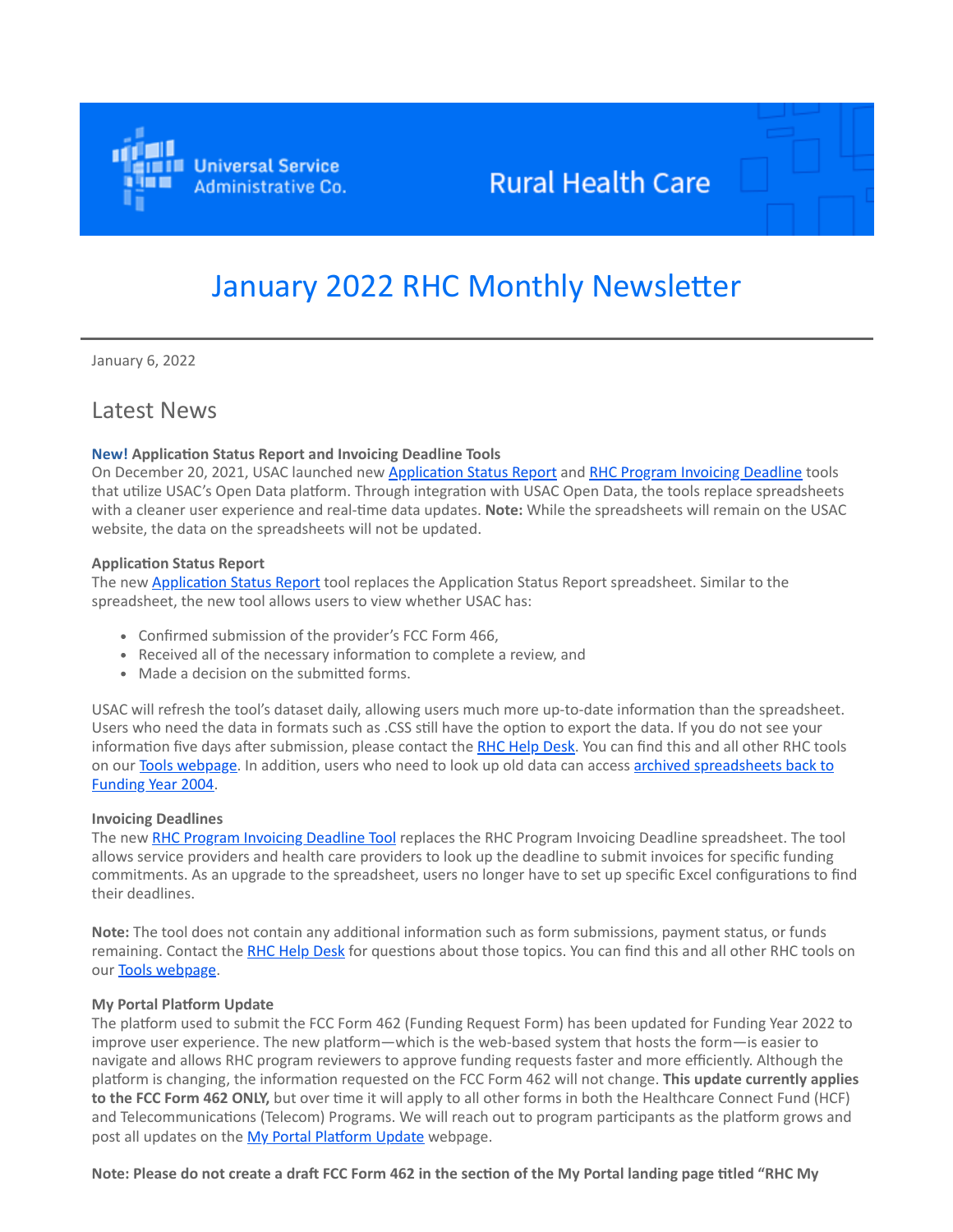Universal Service Administrative Co.

Rural Health Care

# January 2022 RHC Monthly Newsletter

January 6, 2022

## Latest News

**New! Application Status Report and Invoicing Deadline Tools**
On December 20, 2021, USAC launched new Application Status Report and RHC Program Invoicing Deadline tools that utilize USAC's Open Data platform. Through integration with USAC Open Data, the tools replace spreadsheets with a cleaner user experience and real-time data updates. **Note:** While the spreadsheets will remain on the USAC website, the data on the spreadsheets will not be updated.

**Application Status Report**
The new Application Status Report tool replaces the Application Status Report spreadsheet. Similar to the spreadsheet, the new tool allows users to view whether USAC has:

- Confirmed submission of the provider's FCC Form 466,
- Received all of the necessary information to complete a review, and
- Made a decision on the submitted forms.

USAC will refresh the tool's dataset daily, allowing users much more up-to-date information than the spreadsheet. Users who need the data in formats such as .CSS still have the option to export the data. If you do not see your information five days after submission, please contact the RHC Help Desk. You can find this and all other RHC tools on our Tools webpage. In addition, users who need to look up old data can access archived spreadsheets back to Funding Year 2004.

**Invoicing Deadlines**
The new RHC Program Invoicing Deadline Tool replaces the RHC Program Invoicing Deadline spreadsheet. The tool allows service providers and health care providers to look up the deadline to submit invoices for specific funding commitments. As an upgrade to the spreadsheet, users no longer have to set up specific Excel configurations to find their deadlines.

**Note:** The tool does not contain any additional information such as form submissions, payment status, or funds remaining. Contact the RHC Help Desk for questions about those topics. You can find this and all other RHC tools on our Tools webpage.

**My Portal Platform Update**
The platform used to submit the FCC Form 462 (Funding Request Form) has been updated for Funding Year 2022 to improve user experience. The new platform—which is the web-based system that hosts the form—is easier to navigate and allows RHC program reviewers to approve funding requests faster and more efficiently. Although the platform is changing, the information requested on the FCC Form 462 will not change. **This update currently applies to the FCC Form 462 ONLY,** but over time it will apply to all other forms in both the Healthcare Connect Fund (HCF) and Telecommunications (Telecom) Programs. We will reach out to program participants as the platform grows and post all updates on the My Portal Platform Update webpage.

**Note: Please do not create a draft FCC Form 462 in the section of the My Portal landing page titled "RHC My**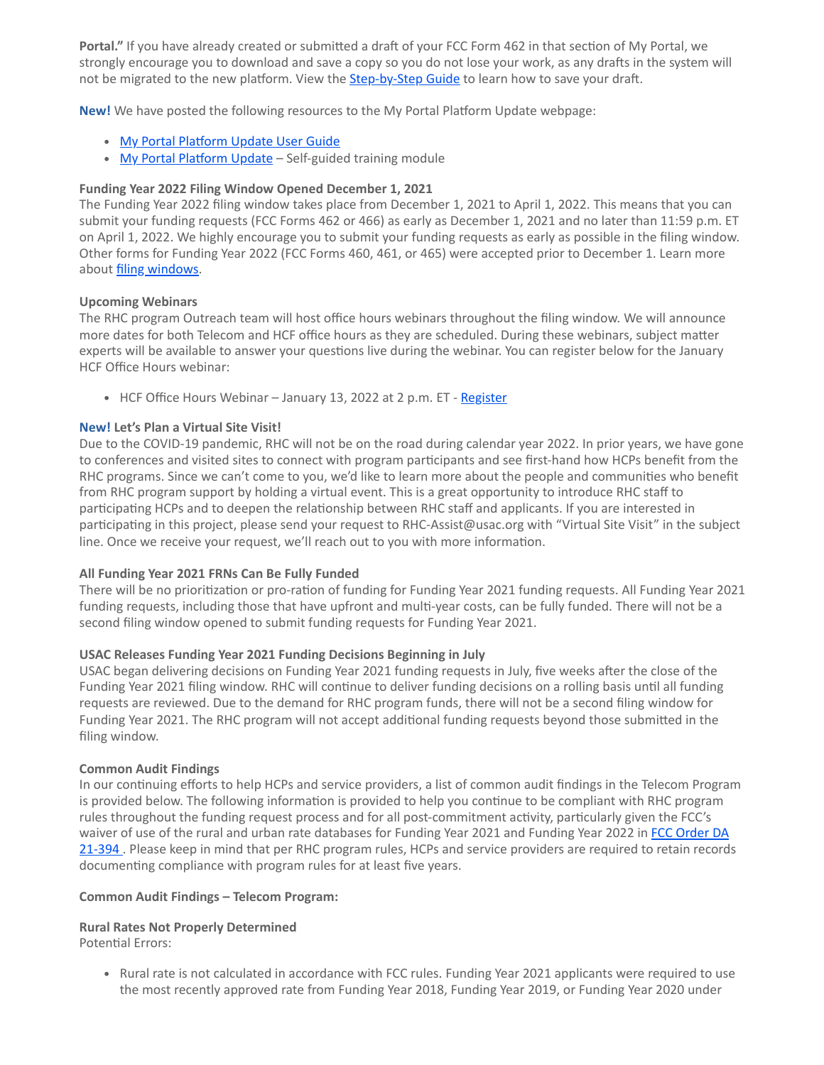**Portal."** If you have already created or submitted a draft of your FCC Form 462 in that section of My Portal, we strongly encourage you to download and save a copy so you do not lose your work, as any drafts in the system will not be migrated to the new platform. View the [Step-by-Step Guide]() to learn how to save your draft.

**New!** We have posted the following resources to the My Portal Platform Update webpage:

- [My Portal Platform Update User Guide]()
- [My Portal Platform Update]() – Self-guided training module

**Funding Year 2022 Filing Window Opened December 1, 2021**

The Funding Year 2022 filing window takes place from December 1, 2021 to April 1, 2022. This means that you can submit your funding requests (FCC Forms 462 or 466) as early as December 1, 2021 and no later than 11:59 p.m. ET on April 1, 2022. We highly encourage you to submit your funding requests as early as possible in the filing window. Other forms for Funding Year 2022 (FCC Forms 460, 461, or 465) were accepted prior to December 1. Learn more about [filing windows]().

**Upcoming Webinars**

The RHC program Outreach team will host office hours webinars throughout the filing window. We will announce more dates for both Telecom and HCF office hours as they are scheduled. During these webinars, subject matter experts will be available to answer your questions live during the webinar. You can register below for the January HCF Office Hours webinar:

- HCF Office Hours Webinar – January 13, 2022 at 2 p.m. ET - [Register]()

**New! Let's Plan a Virtual Site Visit!**

Due to the COVID-19 pandemic, RHC will not be on the road during calendar year 2022. In prior years, we have gone to conferences and visited sites to connect with program participants and see first-hand how HCPs benefit from the RHC programs. Since we can't come to you, we'd like to learn more about the people and communities who benefit from RHC program support by holding a virtual event. This is a great opportunity to introduce RHC staff to participating HCPs and to deepen the relationship between RHC staff and applicants. If you are interested in participating in this project, please send your request to RHC-Assist@usac.org with "Virtual Site Visit" in the subject line. Once we receive your request, we'll reach out to you with more information.

**All Funding Year 2021 FRNs Can Be Fully Funded**

There will be no prioritization or pro-ration of funding for Funding Year 2021 funding requests. All Funding Year 2021 funding requests, including those that have upfront and multi-year costs, can be fully funded. There will not be a second filing window opened to submit funding requests for Funding Year 2021.

**USAC Releases Funding Year 2021 Funding Decisions Beginning in July**

USAC began delivering decisions on Funding Year 2021 funding requests in July, five weeks after the close of the Funding Year 2021 filing window. RHC will continue to deliver funding decisions on a rolling basis until all funding requests are reviewed. Due to the demand for RHC program funds, there will not be a second filing window for Funding Year 2021. The RHC program will not accept additional funding requests beyond those submitted in the filing window.

**Common Audit Findings**

In our continuing efforts to help HCPs and service providers, a list of common audit findings in the Telecom Program is provided below. The following information is provided to help you continue to be compliant with RHC program rules throughout the funding request process and for all post-commitment activity, particularly given the FCC's waiver of use of the rural and urban rate databases for Funding Year 2021 and Funding Year 2022 in [FCC Order DA 21-394]() . Please keep in mind that per RHC program rules, HCPs and service providers are required to retain records documenting compliance with program rules for at least five years.

**Common Audit Findings – Telecom Program:**

**Rural Rates Not Properly Determined**

Potential Errors:

- Rural rate is not calculated in accordance with FCC rules. Funding Year 2021 applicants were required to use the most recently approved rate from Funding Year 2018, Funding Year 2019, or Funding Year 2020 under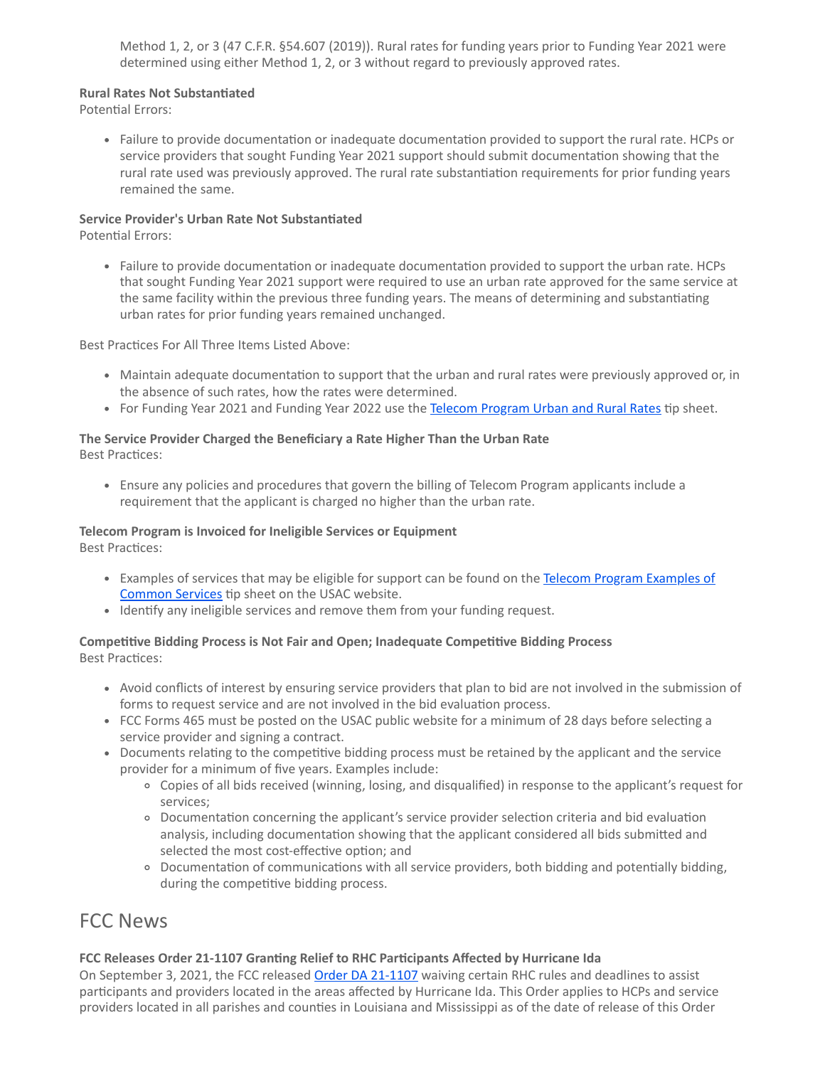Method 1, 2, or 3 (47 C.F.R. §54.607 (2019)). Rural rates for funding years prior to Funding Year 2021 were determined using either Method 1, 2, or 3 without regard to previously approved rates.

**Rural Rates Not Substantiated**
Potential Errors:

- Failure to provide documentation or inadequate documentation provided to support the rural rate. HCPs or service providers that sought Funding Year 2021 support should submit documentation showing that the rural rate used was previously approved. The rural rate substantiation requirements for prior funding years remained the same.

**Service Provider's Urban Rate Not Substantiated**
Potential Errors:

- Failure to provide documentation or inadequate documentation provided to support the urban rate. HCPs that sought Funding Year 2021 support were required to use an urban rate approved for the same service at the same facility within the previous three funding years. The means of determining and substantiating urban rates for prior funding years remained unchanged.

Best Practices For All Three Items Listed Above:

- Maintain adequate documentation to support that the urban and rural rates were previously approved or, in the absence of such rates, how the rates were determined.
- For Funding Year 2021 and Funding Year 2022 use the Telecom Program Urban and Rural Rates tip sheet.

**The Service Provider Charged the Beneficiary a Rate Higher Than the Urban Rate**
Best Practices:

- Ensure any policies and procedures that govern the billing of Telecom Program applicants include a requirement that the applicant is charged no higher than the urban rate.

**Telecom Program is Invoiced for Ineligible Services or Equipment**
Best Practices:

- Examples of services that may be eligible for support can be found on the Telecom Program Examples of Common Services tip sheet on the USAC website.
- Identify any ineligible services and remove them from your funding request.

**Competitive Bidding Process is Not Fair and Open; Inadequate Competitive Bidding Process**
Best Practices:

- Avoid conflicts of interest by ensuring service providers that plan to bid are not involved in the submission of forms to request service and are not involved in the bid evaluation process.
- FCC Forms 465 must be posted on the USAC public website for a minimum of 28 days before selecting a service provider and signing a contract.
- Documents relating to the competitive bidding process must be retained by the applicant and the service provider for a minimum of five years. Examples include:
  - Copies of all bids received (winning, losing, and disqualified) in response to the applicant's request for services;
  - Documentation concerning the applicant's service provider selection criteria and bid evaluation analysis, including documentation showing that the applicant considered all bids submitted and selected the most cost-effective option; and
  - Documentation of communications with all service providers, both bidding and potentially bidding, during the competitive bidding process.

# FCC News

**FCC Releases Order 21-1107 Granting Relief to RHC Participants Affected by Hurricane Ida**
On September 3, 2021, the FCC released Order DA 21-1107 waiving certain RHC rules and deadlines to assist participants and providers located in the areas affected by Hurricane Ida. This Order applies to HCPs and service providers located in all parishes and counties in Louisiana and Mississippi as of the date of release of this Order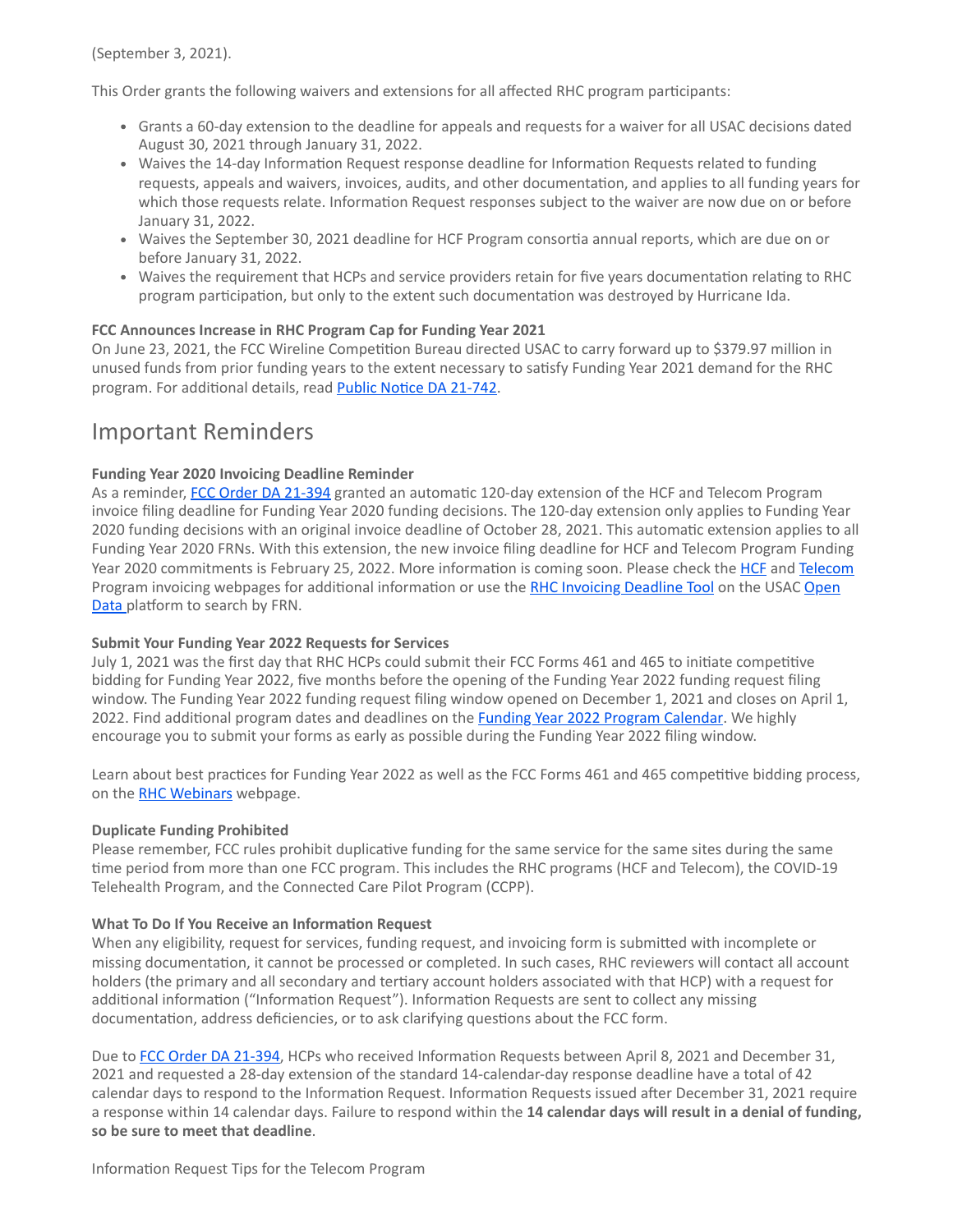(September 3, 2021).

This Order grants the following waivers and extensions for all affected RHC program participants:

- Grants a 60-day extension to the deadline for appeals and requests for a waiver for all USAC decisions dated August 30, 2021 through January 31, 2022.
- Waives the 14-day Information Request response deadline for Information Requests related to funding requests, appeals and waivers, invoices, audits, and other documentation, and applies to all funding years for which those requests relate. Information Request responses subject to the waiver are now due on or before January 31, 2022.
- Waives the September 30, 2021 deadline for HCF Program consortia annual reports, which are due on or before January 31, 2022.
- Waives the requirement that HCPs and service providers retain for five years documentation relating to RHC program participation, but only to the extent such documentation was destroyed by Hurricane Ida.

**FCC Announces Increase in RHC Program Cap for Funding Year 2021**
On June 23, 2021, the FCC Wireline Competition Bureau directed USAC to carry forward up to $379.97 million in unused funds from prior funding years to the extent necessary to satisfy Funding Year 2021 demand for the RHC program. For additional details, read [Public Notice DA 21-742](#).

## Important Reminders

**Funding Year 2020 Invoicing Deadline Reminder**
As a reminder, [FCC Order DA 21-394](#) granted an automatic 120-day extension of the HCF and Telecom Program invoice filing deadline for Funding Year 2020 funding decisions. The 120-day extension only applies to Funding Year 2020 funding decisions with an original invoice deadline of October 28, 2021. This automatic extension applies to all Funding Year 2020 FRNs. With this extension, the new invoice filing deadline for HCF and Telecom Program Funding Year 2020 commitments is February 25, 2022. More information is coming soon. Please check the [HCF](#) and [Telecom](#) Program invoicing webpages for additional information or use the [RHC Invoicing Deadline Tool](#) on the USAC [Open Data](#) platform to search by FRN.

**Submit Your Funding Year 2022 Requests for Services**
July 1, 2021 was the first day that RHC HCPs could submit their FCC Forms 461 and 465 to initiate competitive bidding for Funding Year 2022, five months before the opening of the Funding Year 2022 funding request filing window. The Funding Year 2022 funding request filing window opened on December 1, 2021 and closes on April 1, 2022. Find additional program dates and deadlines on the [Funding Year 2022 Program Calendar](#). We highly encourage you to submit your forms as early as possible during the Funding Year 2022 filing window.

Learn about best practices for Funding Year 2022 as well as the FCC Forms 461 and 465 competitive bidding process, on the [RHC Webinars](#) webpage.

**Duplicate Funding Prohibited**
Please remember, FCC rules prohibit duplicative funding for the same service for the same sites during the same time period from more than one FCC program. This includes the RHC programs (HCF and Telecom), the COVID-19 Telehealth Program, and the Connected Care Pilot Program (CCPP).

**What To Do If You Receive an Information Request**
When any eligibility, request for services, funding request, and invoicing form is submitted with incomplete or missing documentation, it cannot be processed or completed. In such cases, RHC reviewers will contact all account holders (the primary and all secondary and tertiary account holders associated with that HCP) with a request for additional information ("Information Request"). Information Requests are sent to collect any missing documentation, address deficiencies, or to ask clarifying questions about the FCC form.

Due to [FCC Order DA 21-394](#), HCPs who received Information Requests between April 8, 2021 and December 31, 2021 and requested a 28-day extension of the standard 14-calendar-day response deadline have a total of 42 calendar days to respond to the Information Request. Information Requests issued after December 31, 2021 require a response within 14 calendar days. Failure to respond within the **14 calendar days will result in a denial of funding, so be sure to meet that deadline**.

Information Request Tips for the Telecom Program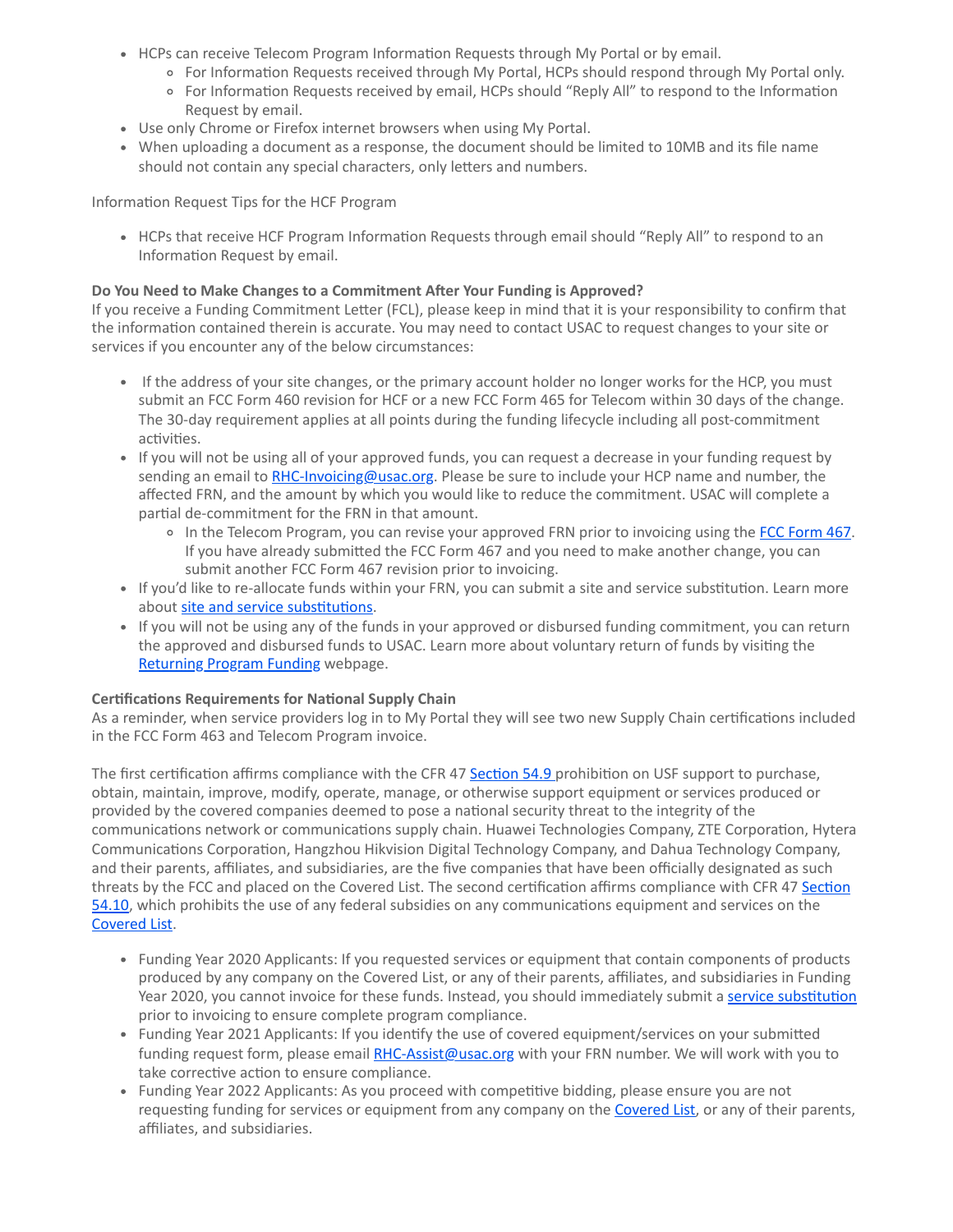- HCPs can receive Telecom Program Information Requests through My Portal or by email.
  - For Information Requests received through My Portal, HCPs should respond through My Portal only.
  - For Information Requests received by email, HCPs should "Reply All" to respond to the Information Request by email.
- Use only Chrome or Firefox internet browsers when using My Portal.
- When uploading a document as a response, the document should be limited to 10MB and its file name should not contain any special characters, only letters and numbers.

Information Request Tips for the HCF Program

- HCPs that receive HCF Program Information Requests through email should "Reply All" to respond to an Information Request by email.

**Do You Need to Make Changes to a Commitment After Your Funding is Approved?**
If you receive a Funding Commitment Letter (FCL), please keep in mind that it is your responsibility to confirm that the information contained therein is accurate. You may need to contact USAC to request changes to your site or services if you encounter any of the below circumstances:

- If the address of your site changes, or the primary account holder no longer works for the HCP, you must submit an FCC Form 460 revision for HCF or a new FCC Form 465 for Telecom within 30 days of the change. The 30-day requirement applies at all points during the funding lifecycle including all post-commitment activities.
- If you will not be using all of your approved funds, you can request a decrease in your funding request by sending an email to [RHC-Invoicing@usac.org](mailto:RHC-Invoicing@usac.org). Please be sure to include your HCP name and number, the affected FRN, and the amount by which you would like to reduce the commitment. USAC will complete a partial de-commitment for the FRN in that amount.
  - In the Telecom Program, you can revise your approved FRN prior to invoicing using the [FCC Form 467](). If you have already submitted the FCC Form 467 and you need to make another change, you can submit another FCC Form 467 revision prior to invoicing.
- If you'd like to re-allocate funds within your FRN, you can submit a site and service substitution. Learn more about [site and service substitutions]().
- If you will not be using any of the funds in your approved or disbursed funding commitment, you can return the approved and disbursed funds to USAC. Learn more about voluntary return of funds by visiting the [Returning Program Funding]() webpage.

**Certifications Requirements for National Supply Chain**
As a reminder, when service providers log in to My Portal they will see two new Supply Chain certifications included in the FCC Form 463 and Telecom Program invoice.

The first certification affirms compliance with the CFR 47 [Section 54.9]() prohibition on USF support to purchase, obtain, maintain, improve, modify, operate, manage, or otherwise support equipment or services produced or provided by the covered companies deemed to pose a national security threat to the integrity of the communications network or communications supply chain. Huawei Technologies Company, ZTE Corporation, Hytera Communications Corporation, Hangzhou Hikvision Digital Technology Company, and Dahua Technology Company, and their parents, affiliates, and subsidiaries, are the five companies that have been officially designated as such threats by the FCC and placed on the Covered List. The second certification affirms compliance with CFR 47 [Section 54.10](), which prohibits the use of any federal subsidies on any communications equipment and services on the [Covered List]().

- Funding Year 2020 Applicants: If you requested services or equipment that contain components of products produced by any company on the Covered List, or any of their parents, affiliates, and subsidiaries in Funding Year 2020, you cannot invoice for these funds. Instead, you should immediately submit a [service substitution]() prior to invoicing to ensure complete program compliance.
- Funding Year 2021 Applicants: If you identify the use of covered equipment/services on your submitted funding request form, please email [RHC-Assist@usac.org](mailto:RHC-Assist@usac.org) with your FRN number. We will work with you to take corrective action to ensure compliance.
- Funding Year 2022 Applicants: As you proceed with competitive bidding, please ensure you are not requesting funding for services or equipment from any company on the [Covered List](), or any of their parents, affiliates, and subsidiaries.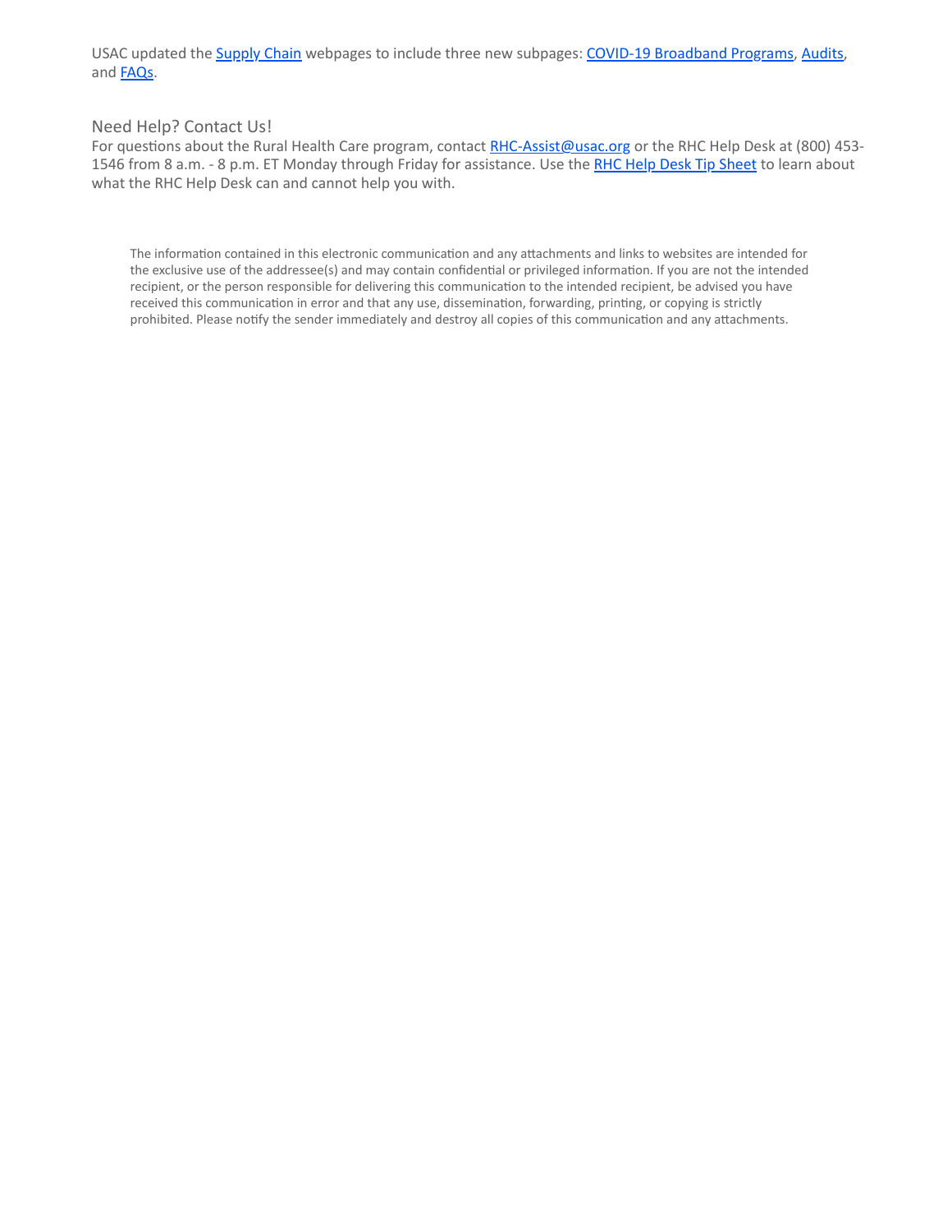USAC updated the Supply Chain webpages to include three new subpages: COVID-19 Broadband Programs, Audits, and FAQs.

## Need Help? Contact Us!

For questions about the Rural Health Care program, contact RHC-Assist@usac.org or the RHC Help Desk at (800) 453-1546 from 8 a.m. - 8 p.m. ET Monday through Friday for assistance. Use the RHC Help Desk Tip Sheet to learn about what the RHC Help Desk can and cannot help you with.

The information contained in this electronic communication and any attachments and links to websites are intended for the exclusive use of the addressee(s) and may contain confidential or privileged information. If you are not the intended recipient, or the person responsible for delivering this communication to the intended recipient, be advised you have received this communication in error and that any use, dissemination, forwarding, printing, or copying is strictly prohibited. Please notify the sender immediately and destroy all copies of this communication and any attachments.